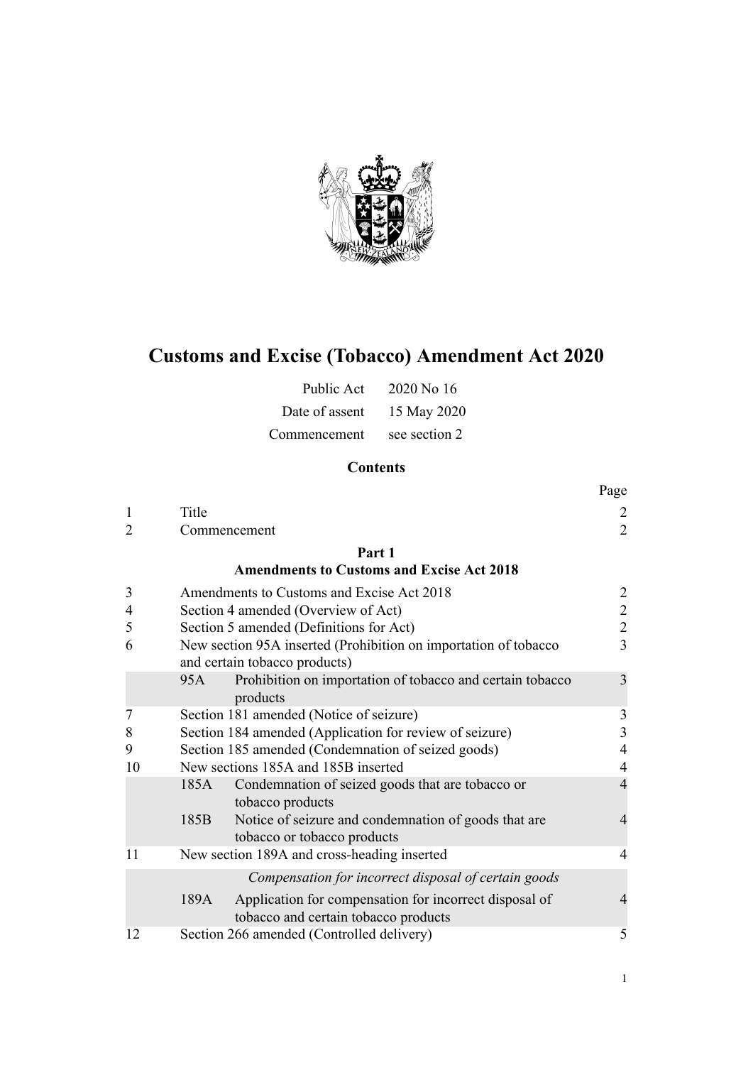# Customs and Excise (Tobacco) Amendment Act 2020

| | |
|---|---|
| Public Act | 2020 No 16 |
| Date of assent | 15 May 2020 |
| Commencement | see section 2 |

## Contents

| | | | Page |
|---|---|---|---|
| 1 | Title | | 2 |
| 2 | Commencement | | 2 |
| | **Part 1** **Amendments to Customs and Excise Act 2018** | | |
| 3 | Amendments to Customs and Excise Act 2018 | | 2 |
| 4 | Section 4 amended (Overview of Act) | | 2 |
| 5 | Section 5 amended (Definitions for Act) | | 2 |
| 6 | New section 95A inserted (Prohibition on importation of tobacco and certain tobacco products) | | 3 |
| | 95A | Prohibition on importation of tobacco and certain tobacco products | 3 |
| 7 | Section 181 amended (Notice of seizure) | | 3 |
| 8 | Section 184 amended (Application for review of seizure) | | 3 |
| 9 | Section 185 amended (Condemnation of seized goods) | | 4 |
| 10 | New sections 185A and 185B inserted | | 4 |
| | 185A | Condemnation of seized goods that are tobacco or tobacco products | 4 |
| | 185B | Notice of seizure and condemnation of goods that are tobacco or tobacco products | 4 |
| 11 | New section 189A and cross-heading inserted | | 4 |
| | | *Compensation for incorrect disposal of certain goods* | |
| | 189A | Application for compensation for incorrect disposal of tobacco and certain tobacco products | 4 |
| 12 | Section 266 amended (Controlled delivery) | | 5 |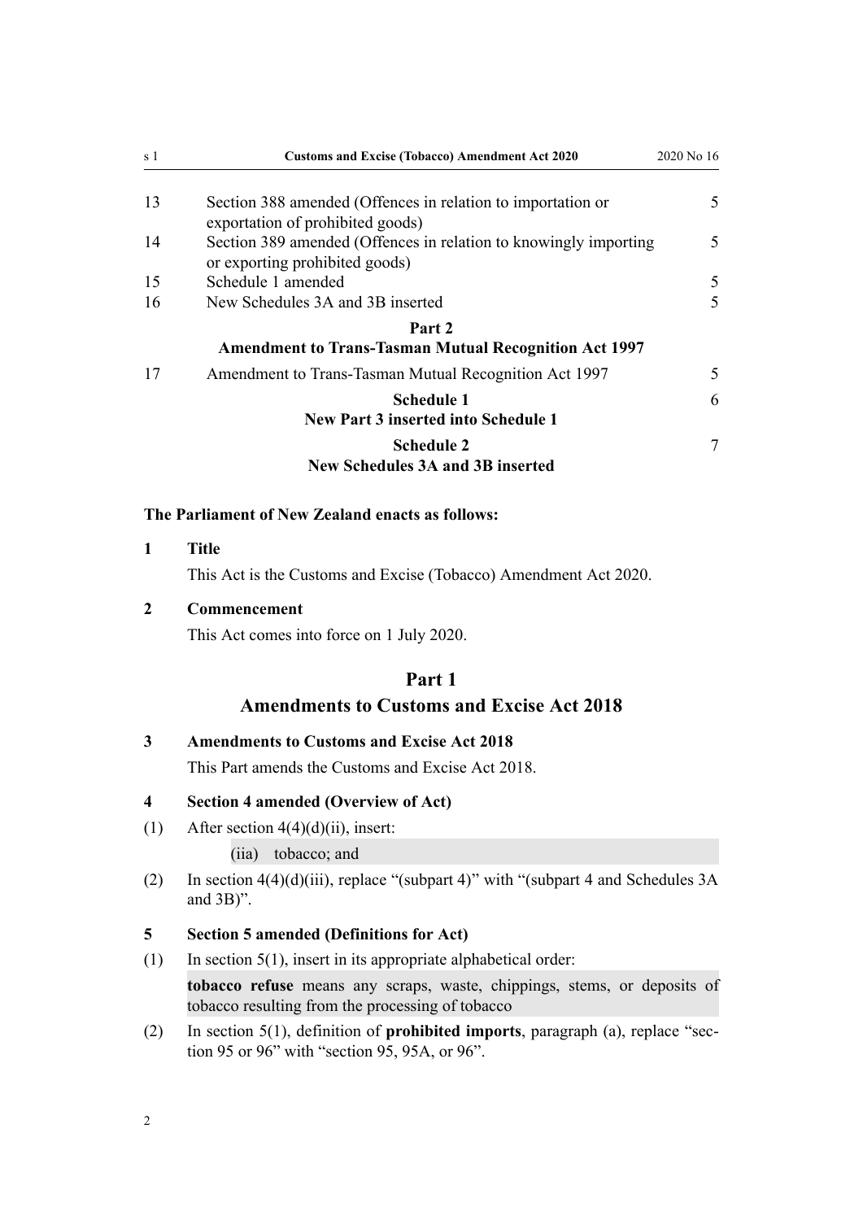| | | |
|---|---|---|
| 13 | Section 388 amended (Offences in relation to importation or exportation of prohibited goods) | 5 |
| 14 | Section 389 amended (Offences in relation to knowingly importing or exporting prohibited goods) | 5 |
| 15 | Schedule 1 amended | 5 |
| 16 | New Schedules 3A and 3B inserted | 5 |
| | **Part 2** **Amendment to Trans-Tasman Mutual Recognition Act 1997** | |
| 17 | Amendment to Trans-Tasman Mutual Recognition Act 1997 | 5 |
| | **Schedule 1** **New Part 3 inserted into Schedule 1** | 6 |
| | **Schedule 2** **New Schedules 3A and 3B inserted** | 7 |

**The Parliament of New Zealand enacts as follows:**

**1 Title**

This Act is the Customs and Excise (Tobacco) Amendment Act 2020.

**2 Commencement**

This Act comes into force on 1 July 2020.

## Part 1
## Amendments to Customs and Excise Act 2018

**3 Amendments to Customs and Excise Act 2018**

This Part amends the Customs and Excise Act 2018.

**4 Section 4 amended (Overview of Act)**

(1) After section 4(4)(d)(ii), insert:

(iia) tobacco; and

(2) In section 4(4)(d)(iii), replace "(subpart 4)" with "(subpart 4 and Schedules 3A and 3B)".

**5 Section 5 amended (Definitions for Act)**

(1) In section 5(1), insert in its appropriate alphabetical order:

**tobacco refuse** means any scraps, waste, chippings, stems, or deposits of tobacco resulting from the processing of tobacco

(2) In section 5(1), definition of **prohibited imports**, paragraph (a), replace "section 95 or 96" with "section 95, 95A, or 96".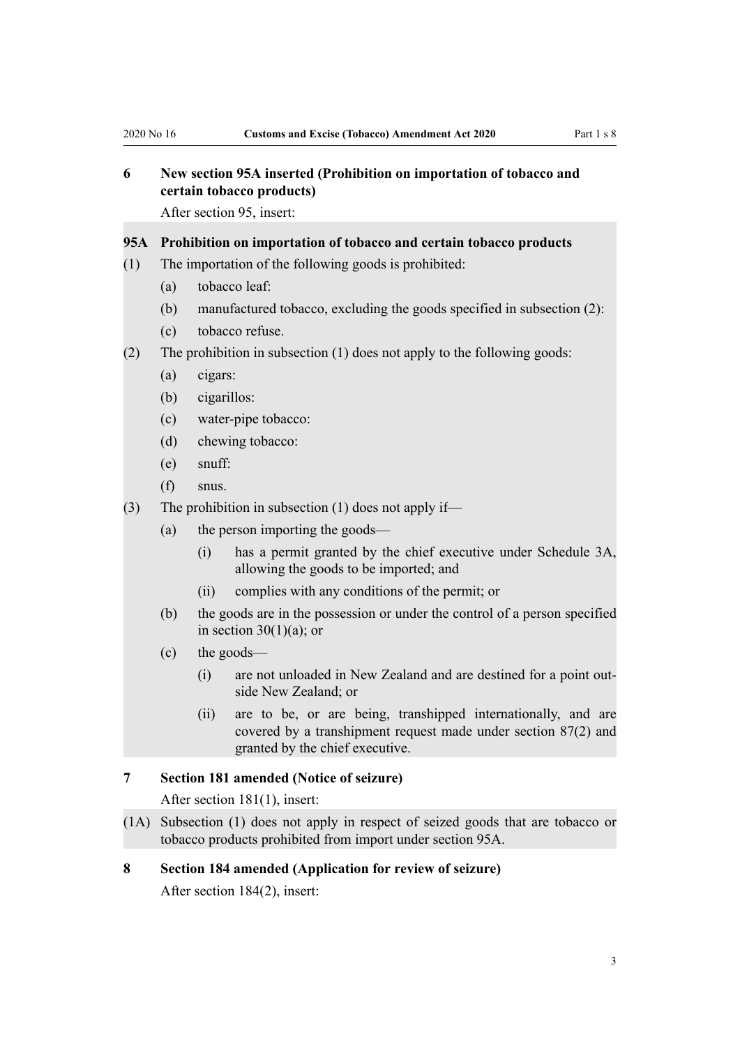### 6 New section 95A inserted (Prohibition on importation of tobacco and certain tobacco products)

After section 95, insert:

**95A Prohibition on importation of tobacco and certain tobacco products**

(1) The importation of the following goods is prohibited:

- (a) tobacco leaf:
- (b) manufactured tobacco, excluding the goods specified in subsection (2):
- (c) tobacco refuse.

(2) The prohibition in subsection (1) does not apply to the following goods:

- (a) cigars:
- (b) cigarillos:
- (c) water-pipe tobacco:
- (d) chewing tobacco:
- (e) snuff:
- (f) snus.

(3) The prohibition in subsection (1) does not apply if—

- (a) the person importing the goods—
  - (i) has a permit granted by the chief executive under Schedule 3A, allowing the goods to be imported; and
  - (ii) complies with any conditions of the permit; or
- (b) the goods are in the possession or under the control of a person specified in section 30(1)(a); or
- (c) the goods—
  - (i) are not unloaded in New Zealand and are destined for a point outside New Zealand; or
  - (ii) are to be, or are being, transhipped internationally, and are covered by a transhipment request made under section 87(2) and granted by the chief executive.

### 7 Section 181 amended (Notice of seizure)

After section 181(1), insert:

(1A) Subsection (1) does not apply in respect of seized goods that are tobacco or tobacco products prohibited from import under section 95A.

### 8 Section 184 amended (Application for review of seizure)

After section 184(2), insert: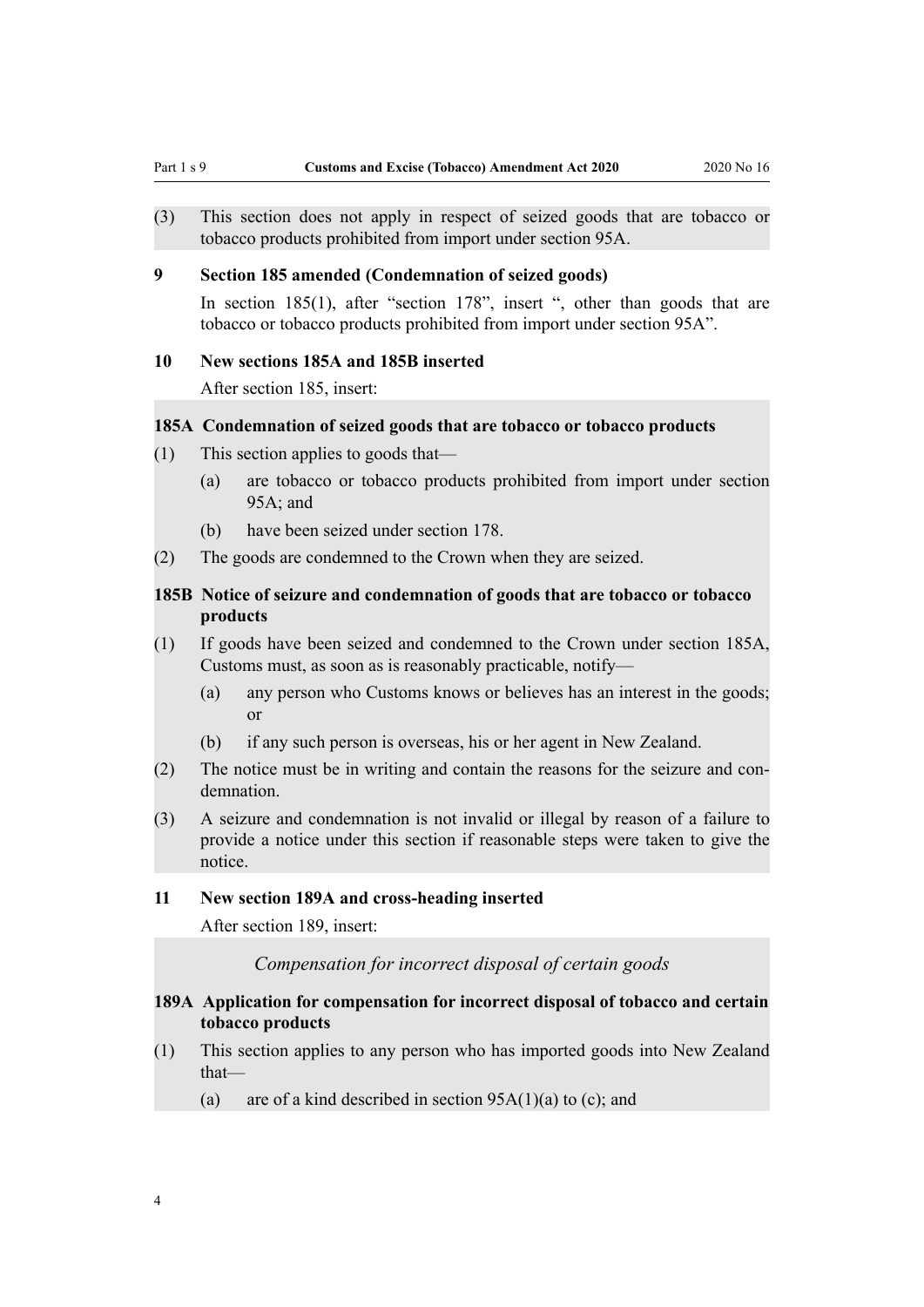(3) This section does not apply in respect of seized goods that are tobacco or tobacco products prohibited from import under section 95A.

### 9 Section 185 amended (Condemnation of seized goods)

In section 185(1), after "section 178", insert ", other than goods that are tobacco or tobacco products prohibited from import under section 95A".

### 10 New sections 185A and 185B inserted

After section 185, insert:

#### 185A Condemnation of seized goods that are tobacco or tobacco products

(1) This section applies to goods that—

- (a) are tobacco or tobacco products prohibited from import under section 95A; and
- (b) have been seized under section 178.

(2) The goods are condemned to the Crown when they are seized.

#### 185B Notice of seizure and condemnation of goods that are tobacco or tobacco products

(1) If goods have been seized and condemned to the Crown under section 185A, Customs must, as soon as is reasonably practicable, notify—

- (a) any person who Customs knows or believes has an interest in the goods; or
- (b) if any such person is overseas, his or her agent in New Zealand.

(2) The notice must be in writing and contain the reasons for the seizure and condemnation.

(3) A seizure and condemnation is not invalid or illegal by reason of a failure to provide a notice under this section if reasonable steps were taken to give the notice.

### 11 New section 189A and cross-heading inserted

After section 189, insert:

*Compensation for incorrect disposal of certain goods*

#### 189A Application for compensation for incorrect disposal of tobacco and certain tobacco products

(1) This section applies to any person who has imported goods into New Zealand that—

- (a) are of a kind described in section 95A(1)(a) to (c); and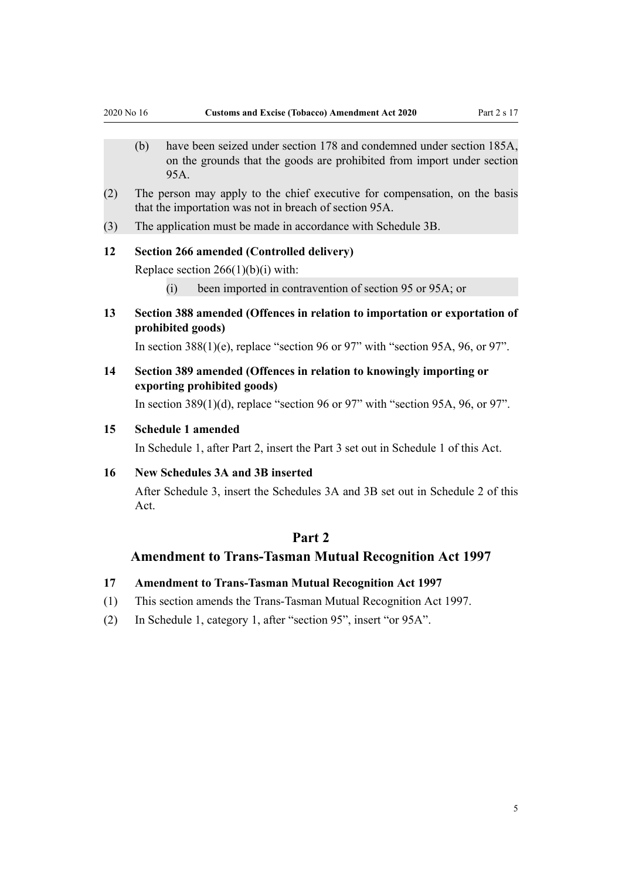(b) have been seized under section 178 and condemned under section 185A, on the grounds that the goods are prohibited from import under section 95A.

(2) The person may apply to the chief executive for compensation, on the basis that the importation was not in breach of section 95A.

(3) The application must be made in accordance with Schedule 3B.

**12 Section 266 amended (Controlled delivery)**

Replace section 266(1)(b)(i) with:

(i) been imported in contravention of section 95 or 95A; or

**13 Section 388 amended (Offences in relation to importation or exportation of prohibited goods)**

In section 388(1)(e), replace "section 96 or 97" with "section 95A, 96, or 97".

**14 Section 389 amended (Offences in relation to knowingly importing or exporting prohibited goods)**

In section 389(1)(d), replace "section 96 or 97" with "section 95A, 96, or 97".

**15 Schedule 1 amended**

In Schedule 1, after Part 2, insert the Part 3 set out in Schedule 1 of this Act.

**16 New Schedules 3A and 3B inserted**

After Schedule 3, insert the Schedules 3A and 3B set out in Schedule 2 of this Act.

## Part 2
## Amendment to Trans-Tasman Mutual Recognition Act 1997

**17 Amendment to Trans-Tasman Mutual Recognition Act 1997**

(1) This section amends the Trans-Tasman Mutual Recognition Act 1997.

(2) In Schedule 1, category 1, after "section 95", insert "or 95A".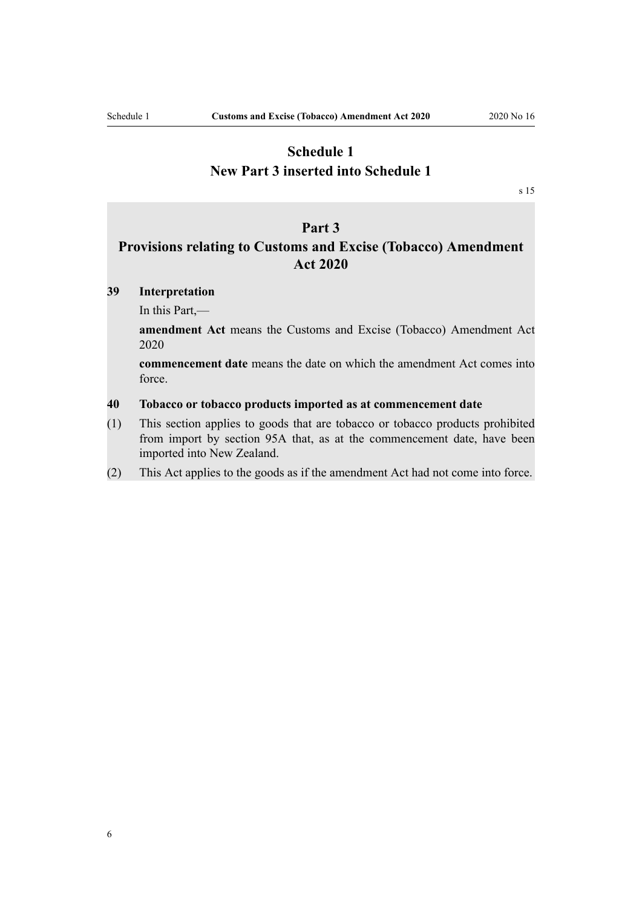# Schedule 1
# New Part 3 inserted into Schedule 1

s 15

## Part 3
## Provisions relating to Customs and Excise (Tobacco) Amendment Act 2020

**39 Interpretation**

In this Part,—

**amendment Act** means the Customs and Excise (Tobacco) Amendment Act 2020

**commencement date** means the date on which the amendment Act comes into force.

**40 Tobacco or tobacco products imported as at commencement date**

(1) This section applies to goods that are tobacco or tobacco products prohibited from import by section 95A that, as at the commencement date, have been imported into New Zealand.

(2) This Act applies to the goods as if the amendment Act had not come into force.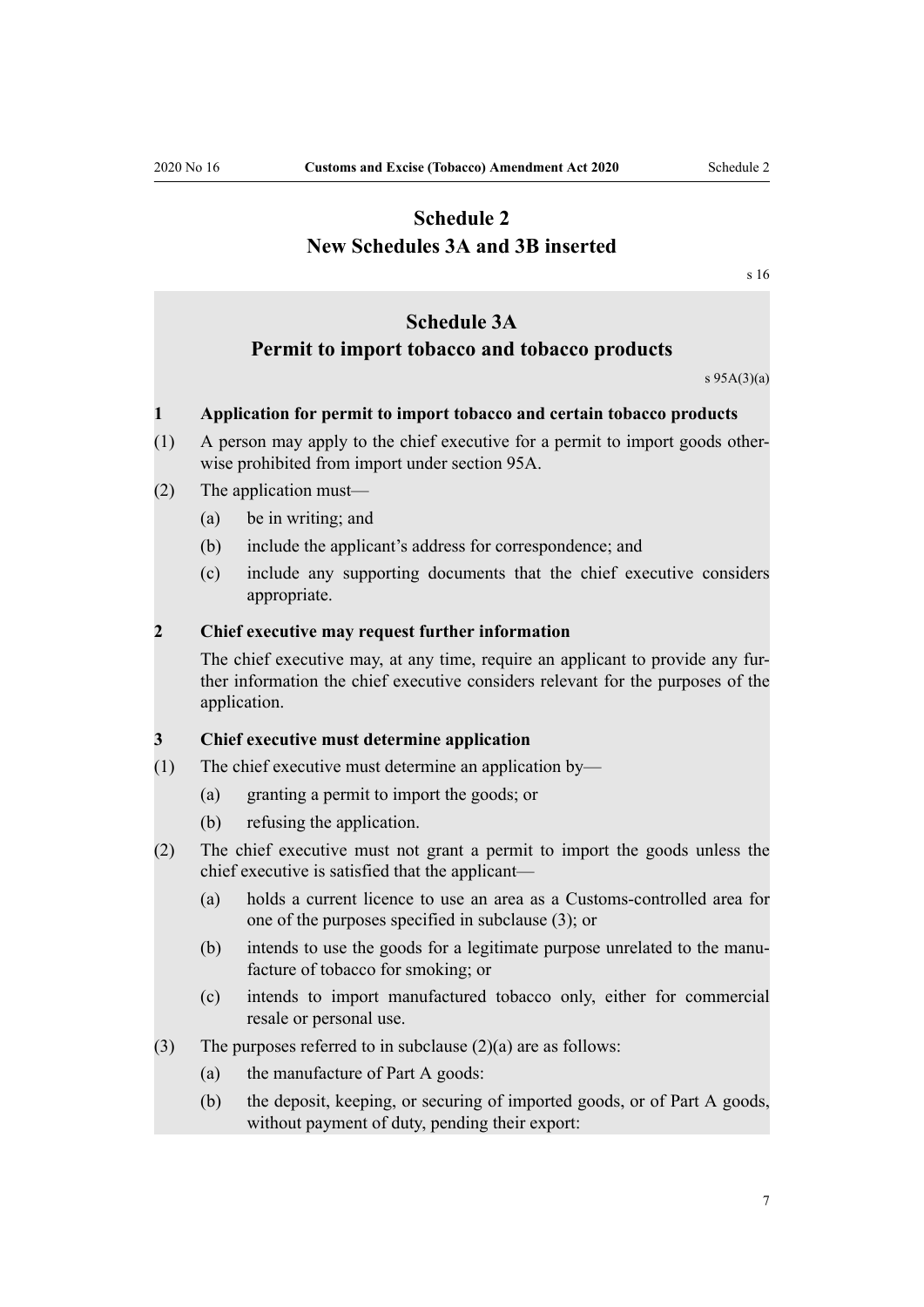# Schedule 2
# New Schedules 3A and 3B inserted

s 16

## Schedule 3A
## Permit to import tobacco and tobacco products

s 95A(3)(a)

**1 Application for permit to import tobacco and certain tobacco products**

(1) A person may apply to the chief executive for a permit to import goods otherwise prohibited from import under section 95A.

(2) The application must—

(a) be in writing; and

(b) include the applicant's address for correspondence; and

(c) include any supporting documents that the chief executive considers appropriate.

**2 Chief executive may request further information**

The chief executive may, at any time, require an applicant to provide any further information the chief executive considers relevant for the purposes of the application.

**3 Chief executive must determine application**

(1) The chief executive must determine an application by—

(a) granting a permit to import the goods; or

(b) refusing the application.

(2) The chief executive must not grant a permit to import the goods unless the chief executive is satisfied that the applicant—

(a) holds a current licence to use an area as a Customs-controlled area for one of the purposes specified in subclause (3); or

(b) intends to use the goods for a legitimate purpose unrelated to the manufacture of tobacco for smoking; or

(c) intends to import manufactured tobacco only, either for commercial resale or personal use.

(3) The purposes referred to in subclause (2)(a) are as follows:

(a) the manufacture of Part A goods:

(b) the deposit, keeping, or securing of imported goods, or of Part A goods, without payment of duty, pending their export: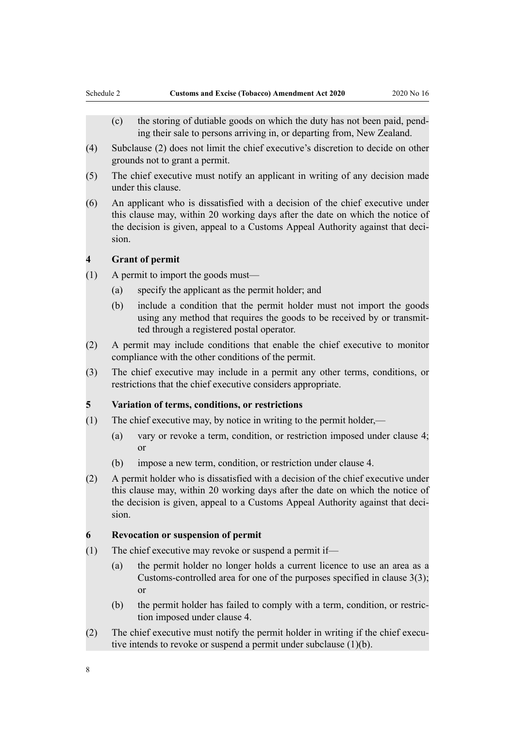(c) the storing of dutiable goods on which the duty has not been paid, pending their sale to persons arriving in, or departing from, New Zealand.

(4) Subclause (2) does not limit the chief executive's discretion to decide on other grounds not to grant a permit.

(5) The chief executive must notify an applicant in writing of any decision made under this clause.

(6) An applicant who is dissatisfied with a decision of the chief executive under this clause may, within 20 working days after the date on which the notice of the decision is given, appeal to a Customs Appeal Authority against that decision.

**4 Grant of permit**

(1) A permit to import the goods must—

(a) specify the applicant as the permit holder; and

(b) include a condition that the permit holder must not import the goods using any method that requires the goods to be received by or transmitted through a registered postal operator.

(2) A permit may include conditions that enable the chief executive to monitor compliance with the other conditions of the permit.

(3) The chief executive may include in a permit any other terms, conditions, or restrictions that the chief executive considers appropriate.

**5 Variation of terms, conditions, or restrictions**

(1) The chief executive may, by notice in writing to the permit holder,—

(a) vary or revoke a term, condition, or restriction imposed under clause 4; or

(b) impose a new term, condition, or restriction under clause 4.

(2) A permit holder who is dissatisfied with a decision of the chief executive under this clause may, within 20 working days after the date on which the notice of the decision is given, appeal to a Customs Appeal Authority against that decision.

**6 Revocation or suspension of permit**

(1) The chief executive may revoke or suspend a permit if—

(a) the permit holder no longer holds a current licence to use an area as a Customs-controlled area for one of the purposes specified in clause 3(3); or

(b) the permit holder has failed to comply with a term, condition, or restriction imposed under clause 4.

(2) The chief executive must notify the permit holder in writing if the chief executive intends to revoke or suspend a permit under subclause (1)(b).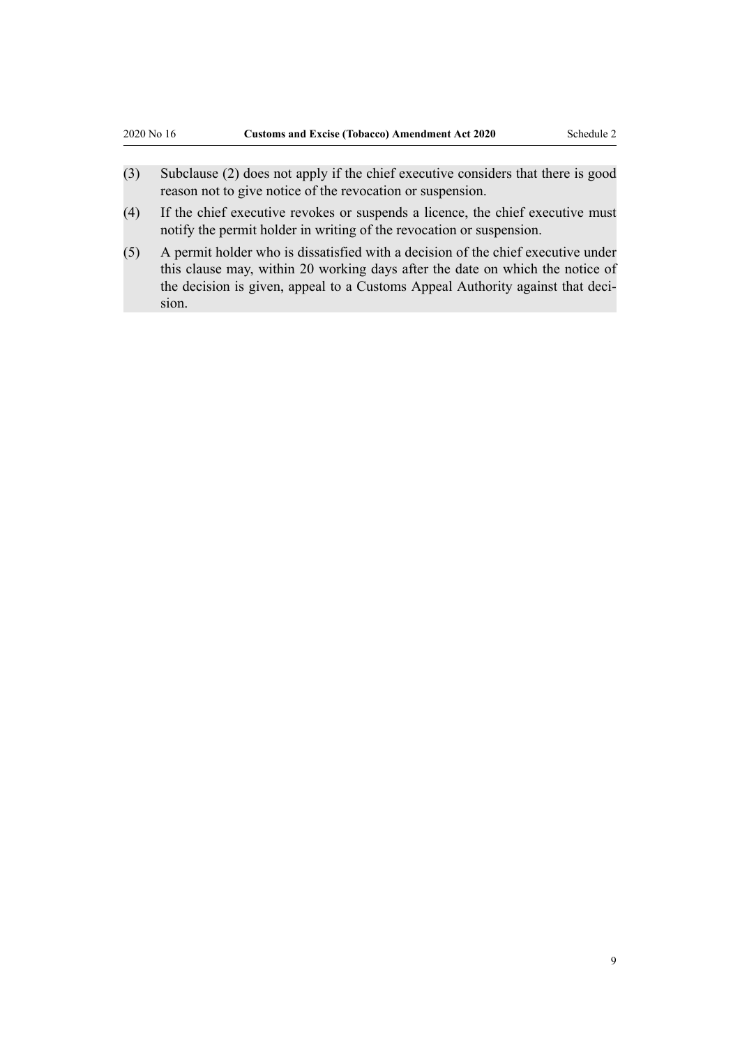(3) Subclause (2) does not apply if the chief executive considers that there is good reason not to give notice of the revocation or suspension.

(4) If the chief executive revokes or suspends a licence, the chief executive must notify the permit holder in writing of the revocation or suspension.

(5) A permit holder who is dissatisfied with a decision of the chief executive under this clause may, within 20 working days after the date on which the notice of the decision is given, appeal to a Customs Appeal Authority against that decision.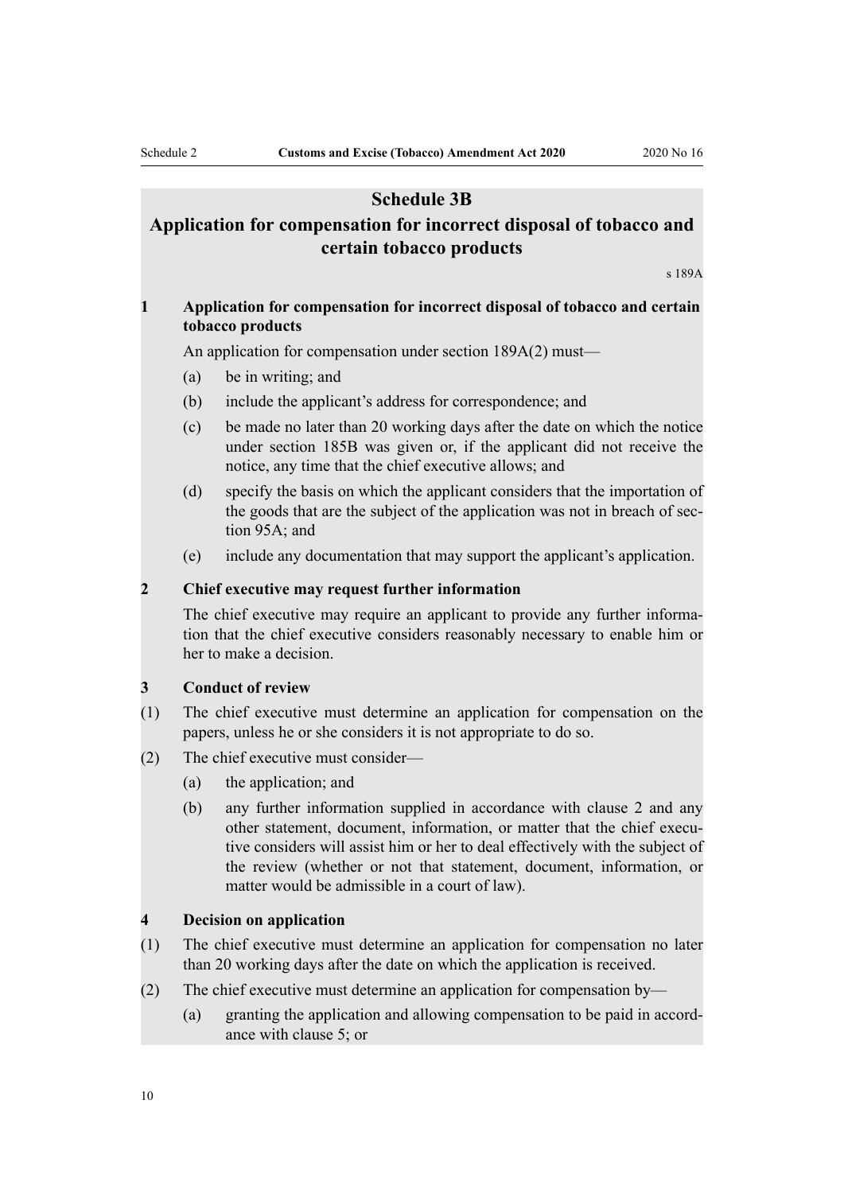## Schedule 3B
## Application for compensation for incorrect disposal of tobacco and certain tobacco products

s 189A

**1 Application for compensation for incorrect disposal of tobacco and certain tobacco products**

An application for compensation under section 189A(2) must—

(a) be in writing; and

(b) include the applicant's address for correspondence; and

(c) be made no later than 20 working days after the date on which the notice under section 185B was given or, if the applicant did not receive the notice, any time that the chief executive allows; and

(d) specify the basis on which the applicant considers that the importation of the goods that are the subject of the application was not in breach of section 95A; and

(e) include any documentation that may support the applicant's application.

**2 Chief executive may request further information**

The chief executive may require an applicant to provide any further information that the chief executive considers reasonably necessary to enable him or her to make a decision.

**3 Conduct of review**

(1) The chief executive must determine an application for compensation on the papers, unless he or she considers it is not appropriate to do so.

(2) The chief executive must consider—

(a) the application; and

(b) any further information supplied in accordance with clause 2 and any other statement, document, information, or matter that the chief executive considers will assist him or her to deal effectively with the subject of the review (whether or not that statement, document, information, or matter would be admissible in a court of law).

**4 Decision on application**

(1) The chief executive must determine an application for compensation no later than 20 working days after the date on which the application is received.

(2) The chief executive must determine an application for compensation by—

(a) granting the application and allowing compensation to be paid in accordance with clause 5; or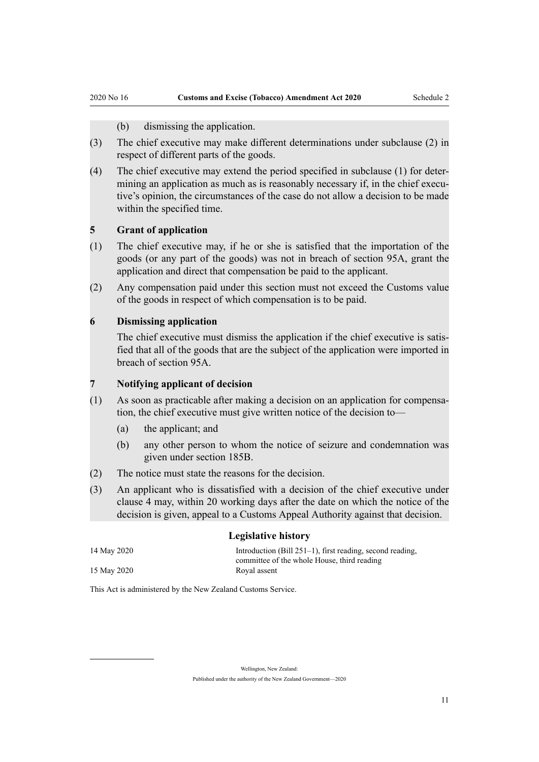(b) dismissing the application.

(3) The chief executive may make different determinations under subclause (2) in respect of different parts of the goods.

(4) The chief executive may extend the period specified in subclause (1) for determining an application as much as is reasonably necessary if, in the chief executive's opinion, the circumstances of the case do not allow a decision to be made within the specified time.

### 5 Grant of application

(1) The chief executive may, if he or she is satisfied that the importation of the goods (or any part of the goods) was not in breach of section 95A, grant the application and direct that compensation be paid to the applicant.

(2) Any compensation paid under this section must not exceed the Customs value of the goods in respect of which compensation is to be paid.

### 6 Dismissing application

The chief executive must dismiss the application if the chief executive is satisfied that all of the goods that are the subject of the application were imported in breach of section 95A.

### 7 Notifying applicant of decision

(1) As soon as practicable after making a decision on an application for compensation, the chief executive must give written notice of the decision to—

(a) the applicant; and

(b) any other person to whom the notice of seizure and condemnation was given under section 185B.

(2) The notice must state the reasons for the decision.

(3) An applicant who is dissatisfied with a decision of the chief executive under clause 4 may, within 20 working days after the date on which the notice of the decision is given, appeal to a Customs Appeal Authority against that decision.

## Legislative history

| | |
|---|---|
| 14 May 2020 | Introduction (Bill 251–1), first reading, second reading, committee of the whole House, third reading |
| 15 May 2020 | Royal assent |

This Act is administered by the New Zealand Customs Service.

Wellington, New Zealand:

Published under the authority of the New Zealand Government—2020